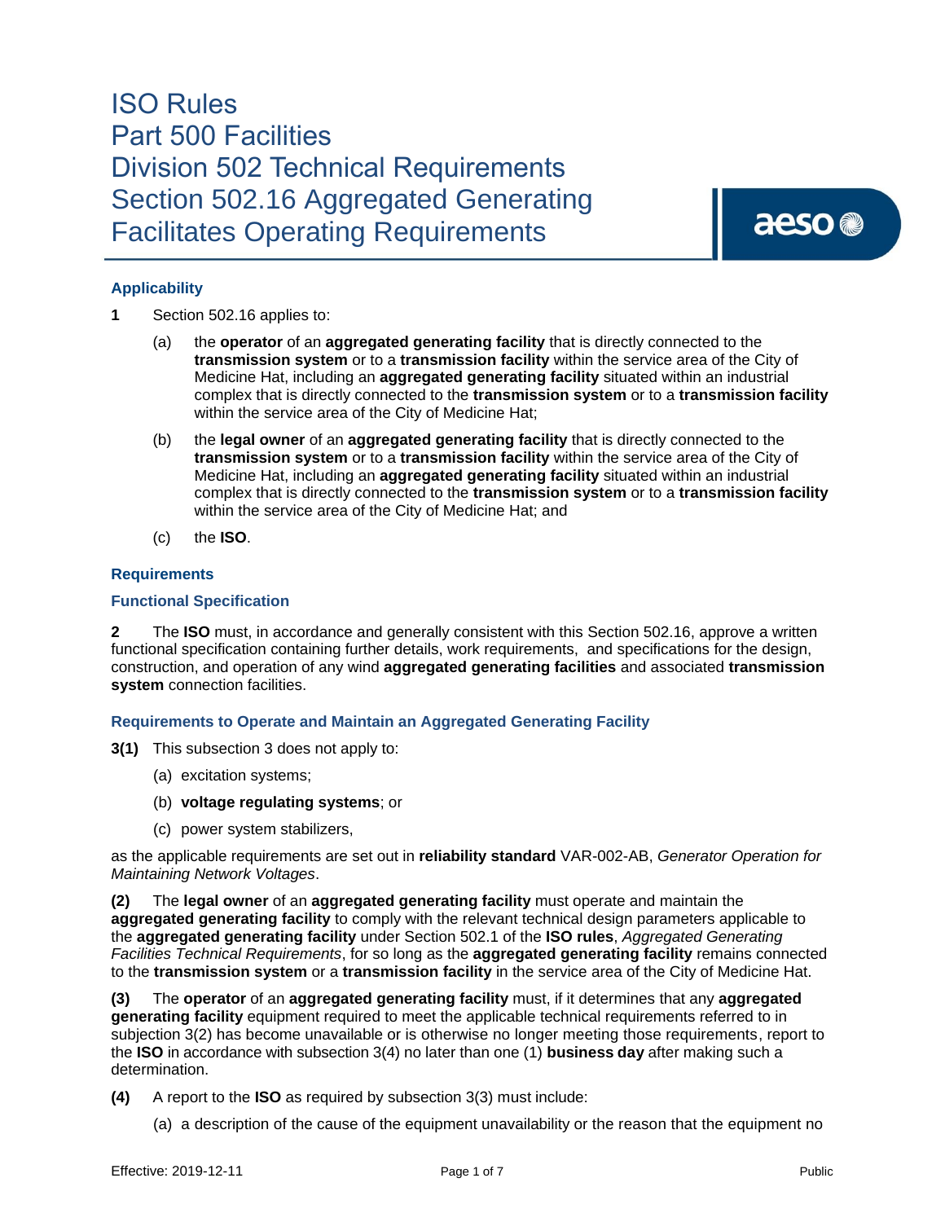# ISO Rules
# Part 500 Facilities
# Division 502 Technical Requirements
# Section 502.16 Aggregated Generating Facilitates Operating Requirements

## Applicability

**1** Section 502.16 applies to:

(a) the **operator** of an **aggregated generating facility** that is directly connected to the **transmission system** or to a **transmission facility** within the service area of the City of Medicine Hat, including an **aggregated generating facility** situated within an industrial complex that is directly connected to the **transmission system** or to a **transmission facility** within the service area of the City of Medicine Hat;

(b) the **legal owner** of an **aggregated generating facility** that is directly connected to the **transmission system** or to a **transmission facility** within the service area of the City of Medicine Hat, including an **aggregated generating facility** situated within an industrial complex that is directly connected to the **transmission system** or to a **transmission facility** within the service area of the City of Medicine Hat; and

(c) the **ISO**.

## Requirements

### Functional Specification

**2** The **ISO** must, in accordance and generally consistent with this Section 502.16, approve a written functional specification containing further details, work requirements, and specifications for the design, construction, and operation of any wind **aggregated generating facilities** and associated **transmission system** connection facilities.

### Requirements to Operate and Maintain an Aggregated Generating Facility

**3(1)** This subsection 3 does not apply to:

(a) excitation systems;

(b) **voltage regulating systems**; or

(c) power system stabilizers,

as the applicable requirements are set out in **reliability standard** VAR-002-AB, *Generator Operation for Maintaining Network Voltages*.

**(2)** The **legal owner** of an **aggregated generating facility** must operate and maintain the **aggregated generating facility** to comply with the relevant technical design parameters applicable to the **aggregated generating facility** under Section 502.1 of the **ISO rules**, *Aggregated Generating Facilities Technical Requirements*, for so long as the **aggregated generating facility** remains connected to the **transmission system** or a **transmission facility** in the service area of the City of Medicine Hat.

**(3)** The **operator** of an **aggregated generating facility** must, if it determines that any **aggregated generating facility** equipment required to meet the applicable technical requirements referred to in subjection 3(2) has become unavailable or is otherwise no longer meeting those requirements, report to the **ISO** in accordance with subsection 3(4) no later than one (1) **business day** after making such a determination.

**(4)** A report to the **ISO** as required by subsection 3(3) must include:

(a) a description of the cause of the equipment unavailability or the reason that the equipment no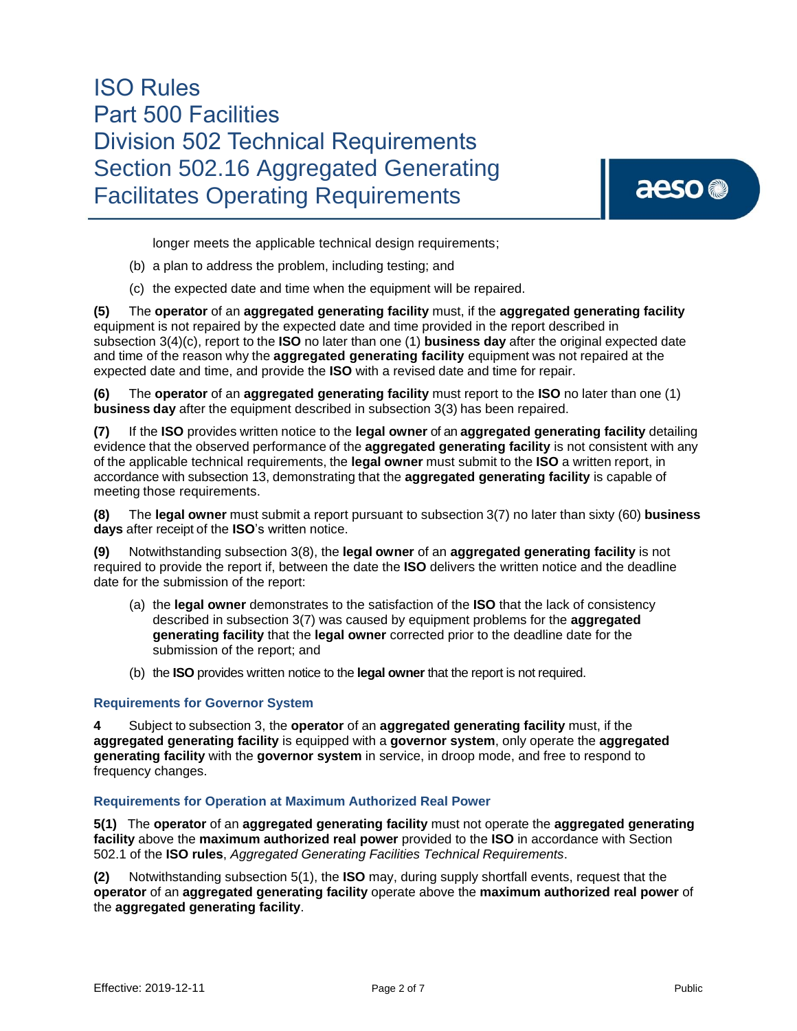longer meets the applicable technical design requirements;

(b) a plan to address the problem, including testing; and

(c) the expected date and time when the equipment will be repaired.

**(5)** The **operator** of an **aggregated generating facility** must, if the **aggregated generating facility** equipment is not repaired by the expected date and time provided in the report described in subsection 3(4)(c), report to the **ISO** no later than one (1) **business day** after the original expected date and time of the reason why the **aggregated generating facility** equipment was not repaired at the expected date and time, and provide the **ISO** with a revised date and time for repair.

**(6)** The **operator** of an **aggregated generating facility** must report to the **ISO** no later than one (1) **business day** after the equipment described in subsection 3(3) has been repaired.

**(7)** If the **ISO** provides written notice to the **legal owner** of an **aggregated generating facility** detailing evidence that the observed performance of the **aggregated generating facility** is not consistent with any of the applicable technical requirements, the **legal owner** must submit to the **ISO** a written report, in accordance with subsection 13, demonstrating that the **aggregated generating facility** is capable of meeting those requirements.

**(8)** The **legal owner** must submit a report pursuant to subsection 3(7) no later than sixty (60) **business days** after receipt of the **ISO**'s written notice.

**(9)** Notwithstanding subsection 3(8), the **legal owner** of an **aggregated generating facility** is not required to provide the report if, between the date the **ISO** delivers the written notice and the deadline date for the submission of the report:

(a) the **legal owner** demonstrates to the satisfaction of the **ISO** that the lack of consistency described in subsection 3(7) was caused by equipment problems for the **aggregated generating facility** that the **legal owner** corrected prior to the deadline date for the submission of the report; and

(b) the **ISO** provides written notice to the **legal owner** that the report is not required.

### Requirements for Governor System

**4** Subject to subsection 3, the **operator** of an **aggregated generating facility** must, if the **aggregated generating facility** is equipped with a **governor system**, only operate the **aggregated generating facility** with the **governor system** in service, in droop mode, and free to respond to frequency changes.

### Requirements for Operation at Maximum Authorized Real Power

**5(1)** The **operator** of an **aggregated generating facility** must not operate the **aggregated generating facility** above the **maximum authorized real power** provided to the **ISO** in accordance with Section 502.1 of the **ISO rules**, *Aggregated Generating Facilities Technical Requirements*.

**(2)** Notwithstanding subsection 5(1), the **ISO** may, during supply shortfall events, request that the **operator** of an **aggregated generating facility** operate above the **maximum authorized real power** of the **aggregated generating facility**.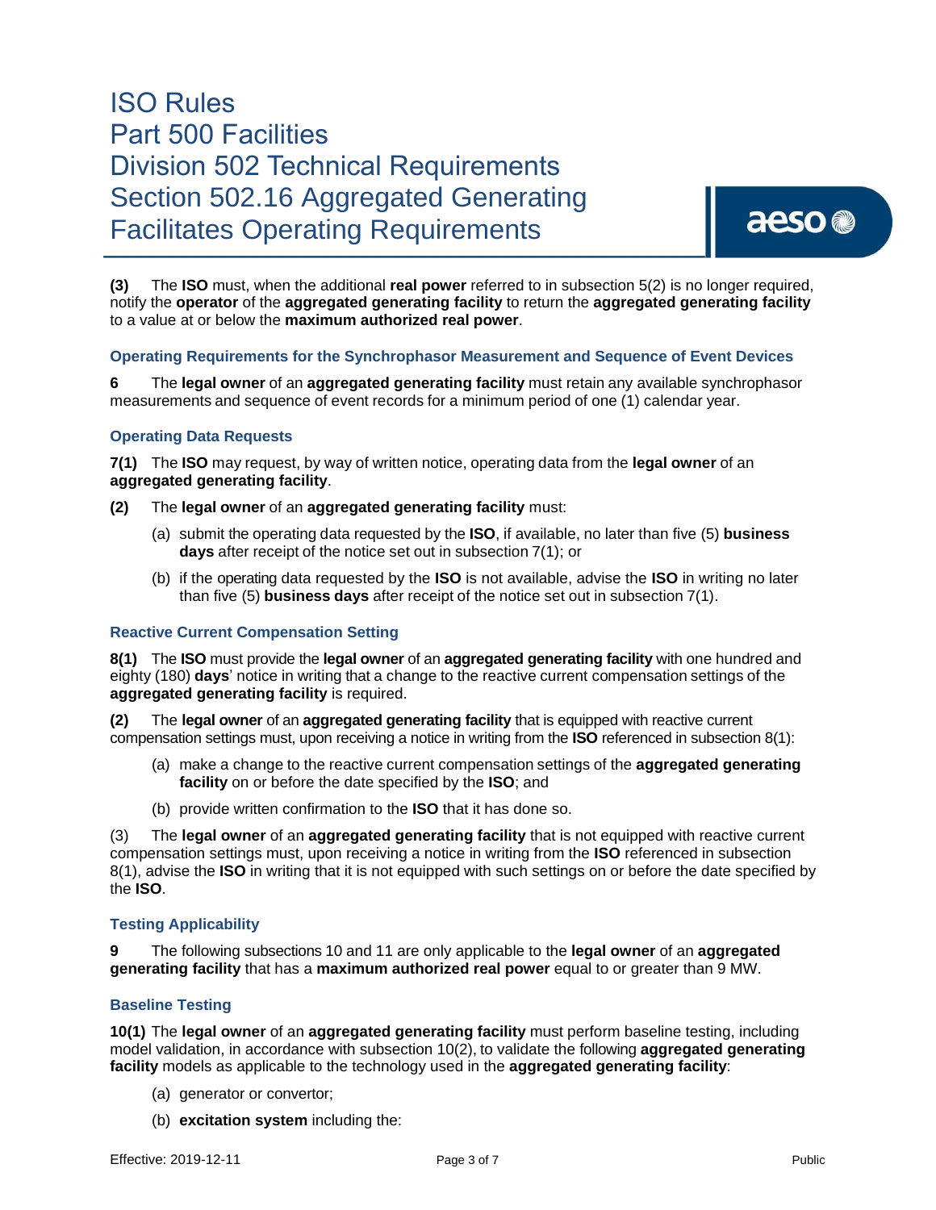**(3)** The **ISO** must, when the additional **real power** referred to in subsection 5(2) is no longer required, notify the **operator** of the **aggregated generating facility** to return the **aggregated generating facility** to a value at or below the **maximum authorized real power**.

### Operating Requirements for the Synchrophasor Measurement and Sequence of Event Devices

**6** The **legal owner** of an **aggregated generating facility** must retain any available synchrophasor measurements and sequence of event records for a minimum period of one (1) calendar year.

### Operating Data Requests

**7(1)** The **ISO** may request, by way of written notice, operating data from the **legal owner** of an **aggregated generating facility**.

**(2)** The **legal owner** of an **aggregated generating facility** must:

(a) submit the operating data requested by the **ISO**, if available, no later than five (5) **business days** after receipt of the notice set out in subsection 7(1); or

(b) if the operating data requested by the **ISO** is not available, advise the **ISO** in writing no later than five (5) **business days** after receipt of the notice set out in subsection 7(1).

### Reactive Current Compensation Setting

**8(1)** The **ISO** must provide the **legal owner** of an **aggregated generating facility** with one hundred and eighty (180) **days**' notice in writing that a change to the reactive current compensation settings of the **aggregated generating facility** is required.

**(2)** The **legal owner** of an **aggregated generating facility** that is equipped with reactive current compensation settings must, upon receiving a notice in writing from the **ISO** referenced in subsection 8(1):

(a) make a change to the reactive current compensation settings of the **aggregated generating facility** on or before the date specified by the **ISO**; and

(b) provide written confirmation to the **ISO** that it has done so.

(3) The **legal owner** of an **aggregated generating facility** that is not equipped with reactive current compensation settings must, upon receiving a notice in writing from the **ISO** referenced in subsection 8(1), advise the **ISO** in writing that it is not equipped with such settings on or before the date specified by the **ISO**.

### Testing Applicability

**9** The following subsections 10 and 11 are only applicable to the **legal owner** of an **aggregated generating facility** that has a **maximum authorized real power** equal to or greater than 9 MW.

### Baseline Testing

**10(1)** The **legal owner** of an **aggregated generating facility** must perform baseline testing, including model validation, in accordance with subsection 10(2), to validate the following **aggregated generating facility** models as applicable to the technology used in the **aggregated generating facility**:

(a) generator or convertor;

(b) **excitation system** including the: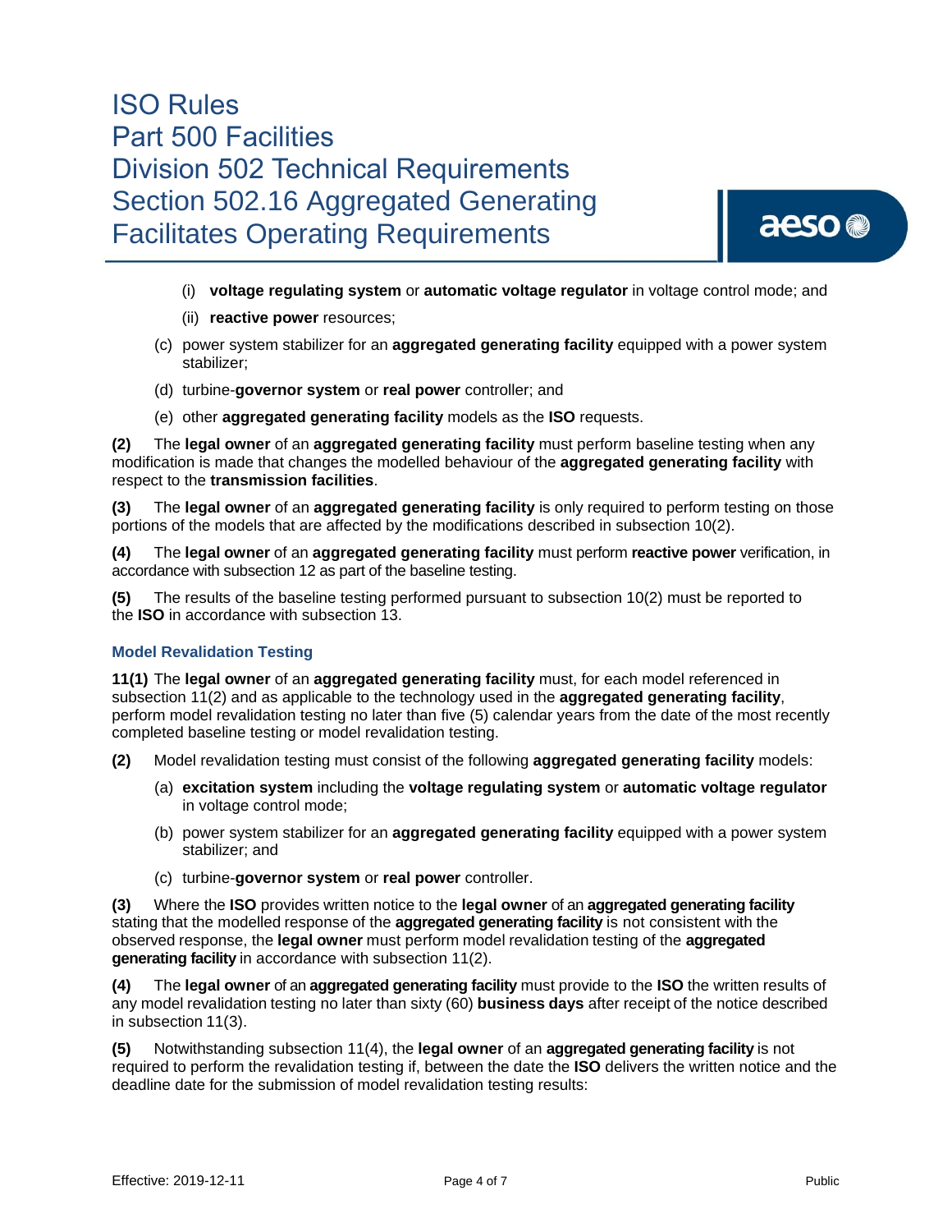(i) **voltage regulating system** or **automatic voltage regulator** in voltage control mode; and

(ii) **reactive power** resources;

(c) power system stabilizer for an **aggregated generating facility** equipped with a power system stabilizer;

(d) turbine-**governor system** or **real power** controller; and

(e) other **aggregated generating facility** models as the **ISO** requests.

**(2)** The **legal owner** of an **aggregated generating facility** must perform baseline testing when any modification is made that changes the modelled behaviour of the **aggregated generating facility** with respect to the **transmission facilities**.

**(3)** The **legal owner** of an **aggregated generating facility** is only required to perform testing on those portions of the models that are affected by the modifications described in subsection 10(2).

**(4)** The **legal owner** of an **aggregated generating facility** must perform **reactive power** verification, in accordance with subsection 12 as part of the baseline testing.

**(5)** The results of the baseline testing performed pursuant to subsection 10(2) must be reported to the **ISO** in accordance with subsection 13.

### Model Revalidation Testing

**11(1)** The **legal owner** of an **aggregated generating facility** must, for each model referenced in subsection 11(2) and as applicable to the technology used in the **aggregated generating facility**, perform model revalidation testing no later than five (5) calendar years from the date of the most recently completed baseline testing or model revalidation testing.

**(2)** Model revalidation testing must consist of the following **aggregated generating facility** models:

(a) **excitation system** including the **voltage regulating system** or **automatic voltage regulator** in voltage control mode;

(b) power system stabilizer for an **aggregated generating facility** equipped with a power system stabilizer; and

(c) turbine-**governor system** or **real power** controller.

**(3)** Where the **ISO** provides written notice to the **legal owner** of an **aggregated generating facility** stating that the modelled response of the **aggregated generating facility** is not consistent with the observed response, the **legal owner** must perform model revalidation testing of the **aggregated generating facility** in accordance with subsection 11(2).

**(4)** The **legal owner** of an **aggregated generating facility** must provide to the **ISO** the written results of any model revalidation testing no later than sixty (60) **business days** after receipt of the notice described in subsection 11(3).

**(5)** Notwithstanding subsection 11(4), the **legal owner** of an **aggregated generating facility** is not required to perform the revalidation testing if, between the date the **ISO** delivers the written notice and the deadline date for the submission of model revalidation testing results: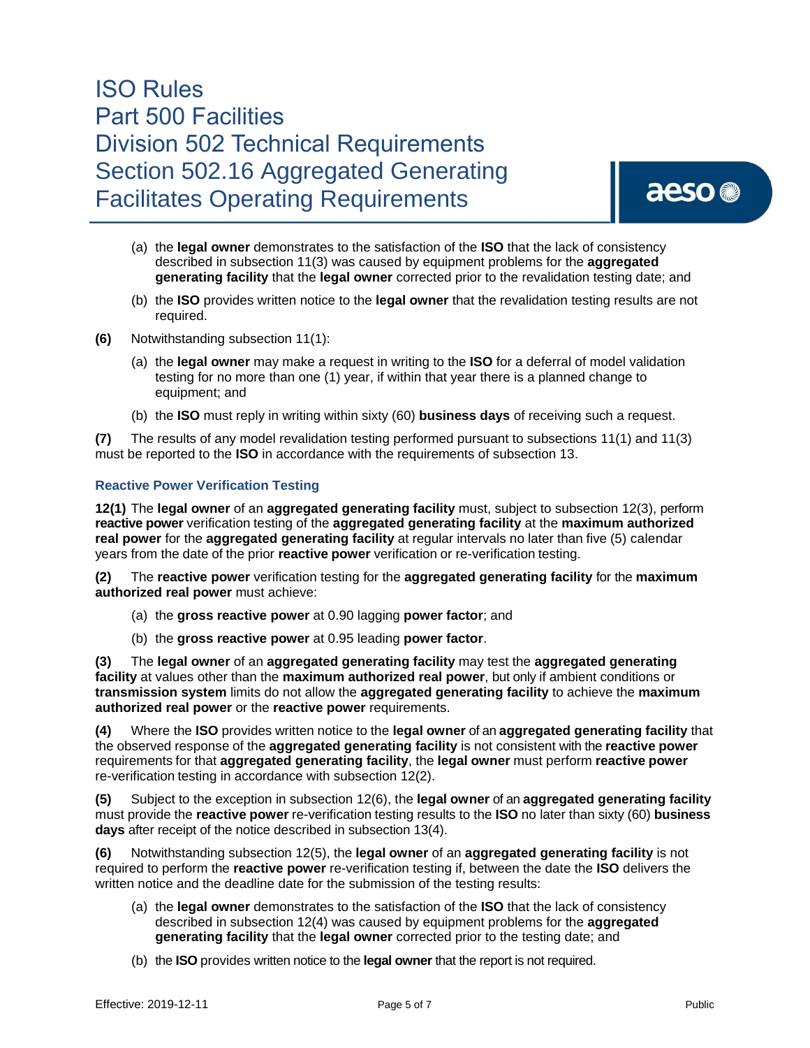(a) the **legal owner** demonstrates to the satisfaction of the **ISO** that the lack of consistency described in subsection 11(3) was caused by equipment problems for the **aggregated generating facility** that the **legal owner** corrected prior to the revalidation testing date; and

(b) the **ISO** provides written notice to the **legal owner** that the revalidation testing results are not required.

**(6)** Notwithstanding subsection 11(1):

(a) the **legal owner** may make a request in writing to the **ISO** for a deferral of model validation testing for no more than one (1) year, if within that year there is a planned change to equipment; and

(b) the **ISO** must reply in writing within sixty (60) **business days** of receiving such a request.

**(7)** The results of any model revalidation testing performed pursuant to subsections 11(1) and 11(3) must be reported to the **ISO** in accordance with the requirements of subsection 13.

### Reactive Power Verification Testing

**12(1)** The **legal owner** of an **aggregated generating facility** must, subject to subsection 12(3), perform **reactive power** verification testing of the **aggregated generating facility** at the **maximum authorized real power** for the **aggregated generating facility** at regular intervals no later than five (5) calendar years from the date of the prior **reactive power** verification or re-verification testing.

**(2)** The **reactive power** verification testing for the **aggregated generating facility** for the **maximum authorized real power** must achieve:

(a) the **gross reactive power** at 0.90 lagging **power factor**; and

(b) the **gross reactive power** at 0.95 leading **power factor**.

**(3)** The **legal owner** of an **aggregated generating facility** may test the **aggregated generating facility** at values other than the **maximum authorized real power**, but only if ambient conditions or **transmission system** limits do not allow the **aggregated generating facility** to achieve the **maximum authorized real power** or the **reactive power** requirements.

**(4)** Where the **ISO** provides written notice to the **legal owner** of an **aggregated generating facility** that the observed response of the **aggregated generating facility** is not consistent with the **reactive power** requirements for that **aggregated generating facility**, the **legal owner** must perform **reactive power** re-verification testing in accordance with subsection 12(2).

**(5)** Subject to the exception in subsection 12(6), the **legal owner** of an **aggregated generating facility** must provide the **reactive power** re-verification testing results to the **ISO** no later than sixty (60) **business days** after receipt of the notice described in subsection 13(4).

**(6)** Notwithstanding subsection 12(5), the **legal owner** of an **aggregated generating facility** is not required to perform the **reactive power** re-verification testing if, between the date the **ISO** delivers the written notice and the deadline date for the submission of the testing results:

(a) the **legal owner** demonstrates to the satisfaction of the **ISO** that the lack of consistency described in subsection 12(4) was caused by equipment problems for the **aggregated generating facility** that the **legal owner** corrected prior to the testing date; and

(b) the **ISO** provides written notice to the **legal owner** that the report is not required.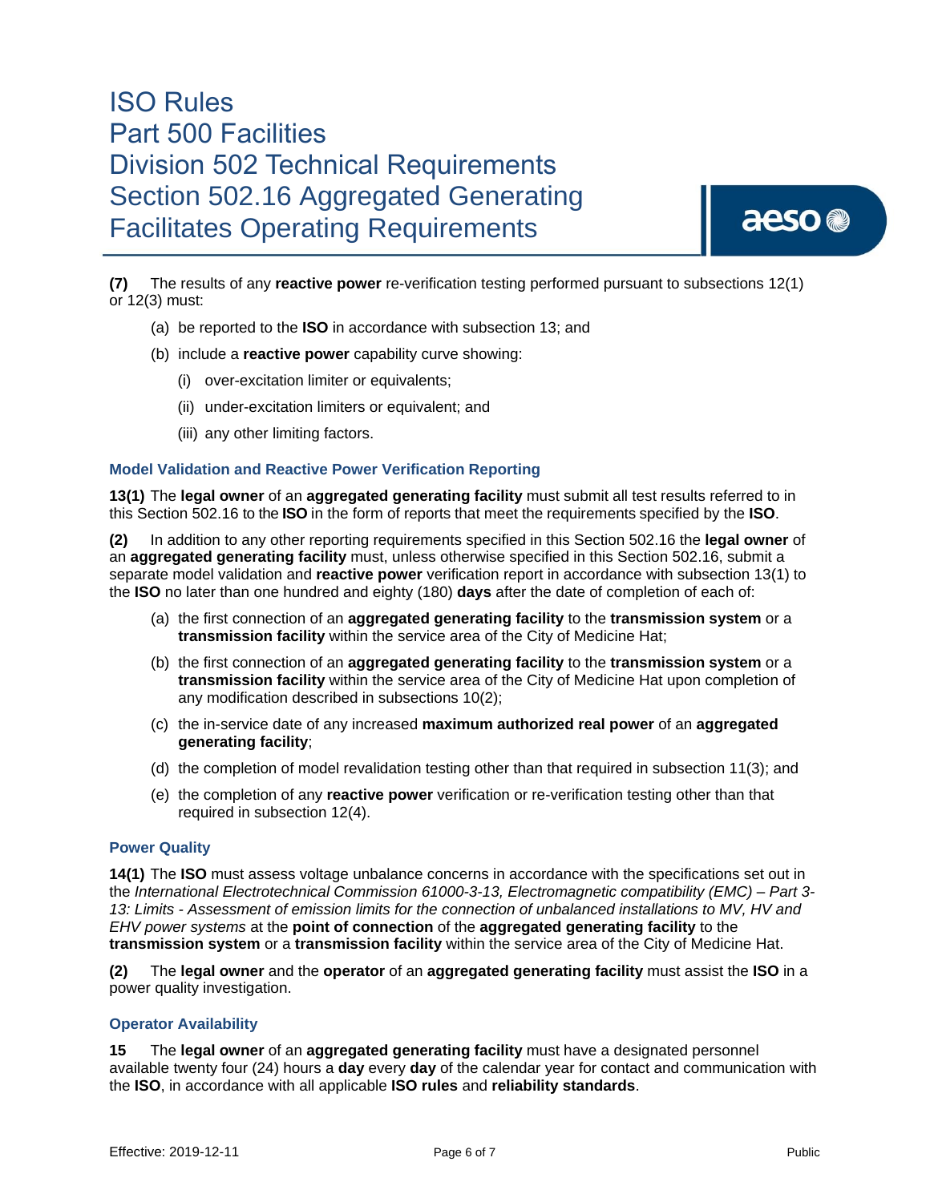**(7)** The results of any **reactive power** re-verification testing performed pursuant to subsections 12(1) or 12(3) must:

(a) be reported to the **ISO** in accordance with subsection 13; and

(b) include a **reactive power** capability curve showing:

(i) over-excitation limiter or equivalents;

(ii) under-excitation limiters or equivalent; and

(iii) any other limiting factors.

### Model Validation and Reactive Power Verification Reporting

**13(1)** The **legal owner** of an **aggregated generating facility** must submit all test results referred to in this Section 502.16 to the **ISO** in the form of reports that meet the requirements specified by the **ISO**.

**(2)** In addition to any other reporting requirements specified in this Section 502.16 the **legal owner** of an **aggregated generating facility** must, unless otherwise specified in this Section 502.16, submit a separate model validation and **reactive power** verification report in accordance with subsection 13(1) to the **ISO** no later than one hundred and eighty (180) **days** after the date of completion of each of:

(a) the first connection of an **aggregated generating facility** to the **transmission system** or a **transmission facility** within the service area of the City of Medicine Hat;

(b) the first connection of an **aggregated generating facility** to the **transmission system** or a **transmission facility** within the service area of the City of Medicine Hat upon completion of any modification described in subsections 10(2);

(c) the in-service date of any increased **maximum authorized real power** of an **aggregated generating facility**;

(d) the completion of model revalidation testing other than that required in subsection 11(3); and

(e) the completion of any **reactive power** verification or re-verification testing other than that required in subsection 12(4).

### Power Quality

**14(1)** The **ISO** must assess voltage unbalance concerns in accordance with the specifications set out in the *International Electrotechnical Commission 61000-3-13, Electromagnetic compatibility (EMC) – Part 3-13: Limits - Assessment of emission limits for the connection of unbalanced installations to MV, HV and EHV power systems* at the **point of connection** of the **aggregated generating facility** to the **transmission system** or a **transmission facility** within the service area of the City of Medicine Hat.

**(2)** The **legal owner** and the **operator** of an **aggregated generating facility** must assist the **ISO** in a power quality investigation.

### Operator Availability

**15** The **legal owner** of an **aggregated generating facility** must have a designated personnel available twenty four (24) hours a **day** every **day** of the calendar year for contact and communication with the **ISO**, in accordance with all applicable **ISO rules** and **reliability standards**.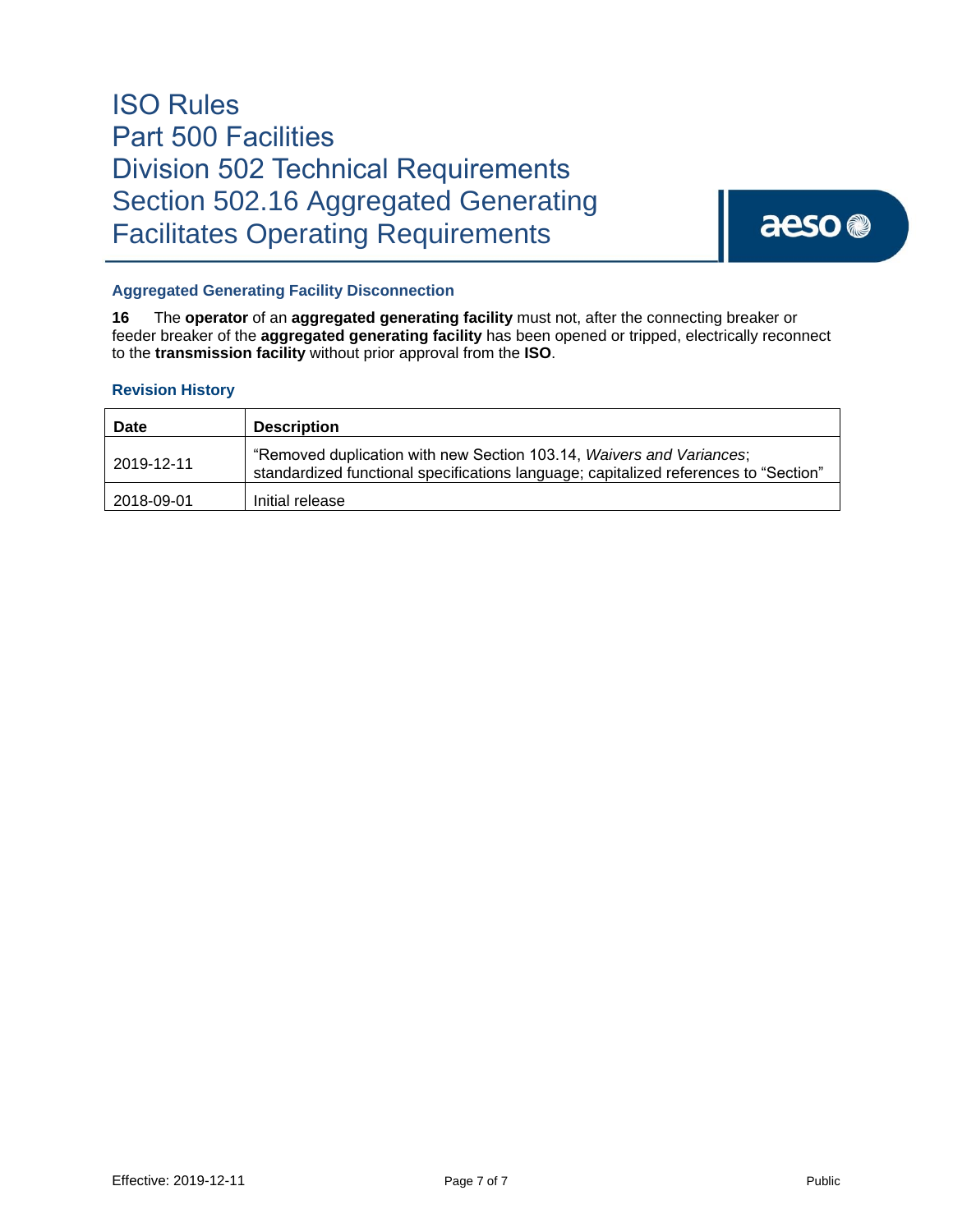### Aggregated Generating Facility Disconnection

**16** The **operator** of an **aggregated generating facility** must not, after the connecting breaker or feeder breaker of the **aggregated generating facility** has been opened or tripped, electrically reconnect to the **transmission facility** without prior approval from the **ISO**.

### Revision History

| Date | Description |
|---|---|
| 2019-12-11 | "Removed duplication with new Section 103.14, *Waivers and Variances*; standardized functional specifications language; capitalized references to "Section" |
| 2018-09-01 | Initial release |